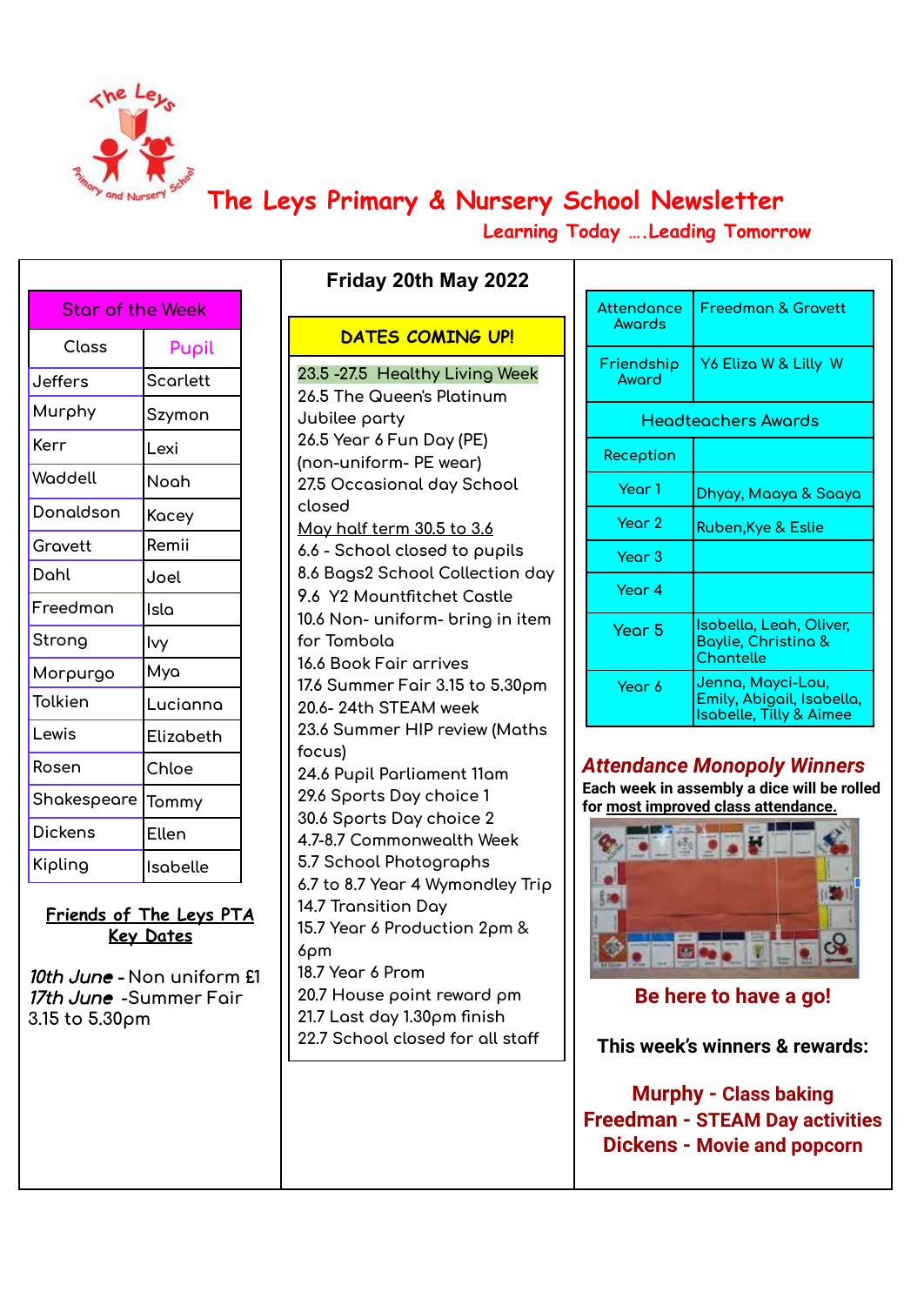# The Leys Primary & Nursery School Newsletter

**Learning Today ….Leading Tomorrow**

## Friday 20th May 2022

| Star of the Week | |
|---|---|
| Class | Pupil |
| Jeffers | Scarlett |
| Murphy | Szymon |
| Kerr | Lexi |
| Waddell | Noah |
| Donaldson | Kacey |
| Gravett | Remii |
| Dahl | Joel |
| Freedman | Isla |
| Strong | Ivy |
| Morpurgo | Mya |
| Tolkien | Lucianna |
| Lewis | Elizabeth |
| Rosen | Chloe |
| Shakespeare | Tommy |
| Dickens | Ellen |
| Kipling | Isabelle |

**Friends of The Leys PTA Key Dates**

*10th June* - Non uniform £1

*17th June* -Summer Fair 3.15 to 5.30pm

### DATES COMING UP!

23.5 -27.5 Healthy Living Week
26.5 The Queen's Platinum Jubilee party
26.5 Year 6 Fun Day (PE) (non-uniform- PE wear)
27.5 Occasional day School closed
May half term 30.5 to 3.6
6.6 - School closed to pupils
8.6 Bags2 School Collection day
9.6 Y2 Mountfitchet Castle
10.6 Non- uniform- bring in item for Tombola
16.6 Book Fair arrives
17.6 Summer Fair 3.15 to 5.30pm
20.6- 24th STEAM week
23.6 Summer HIP review (Maths focus)
24.6 Pupil Parliament 11am
29.6 Sports Day choice 1
30.6 Sports Day choice 2
4.7-8.7 Commonwealth Week
5.7 School Photographs
6.7 to 8.7 Year 4 Wymondley Trip
14.7 Transition Day
15.7 Year 6 Production 2pm & 6pm
18.7 Year 6 Prom
20.7 House point reward pm
21.7 Last day 1.30pm finish
22.7 School closed for all staff

| Attendance Awards | Freedman & Gravett |
|---|---|
| Friendship Award | Y6 Eliza W & Lilly W |
| Headteachers Awards | |
| Reception | |
| Year 1 | Dhyay, Maaya & Saaya |
| Year 2 | Ruben,Kye & Eslie |
| Year 3 | |
| Year 4 | |
| Year 5 | Isobella, Leah, Oliver, Baylie, Christina & Chantelle |
| Year 6 | Jenna, Mayci-Lou, Emily, Abigail, Isabella, Isabelle, Tilly & Aimee |

### *Attendance Monopoly Winners*

**Each week in assembly a dice will be rolled for most improved class attendance.**

**Be here to have a go!**

**This week's winners & rewards:**

**Murphy - Class baking**
**Freedman - STEAM Day activities**
**Dickens - Movie and popcorn**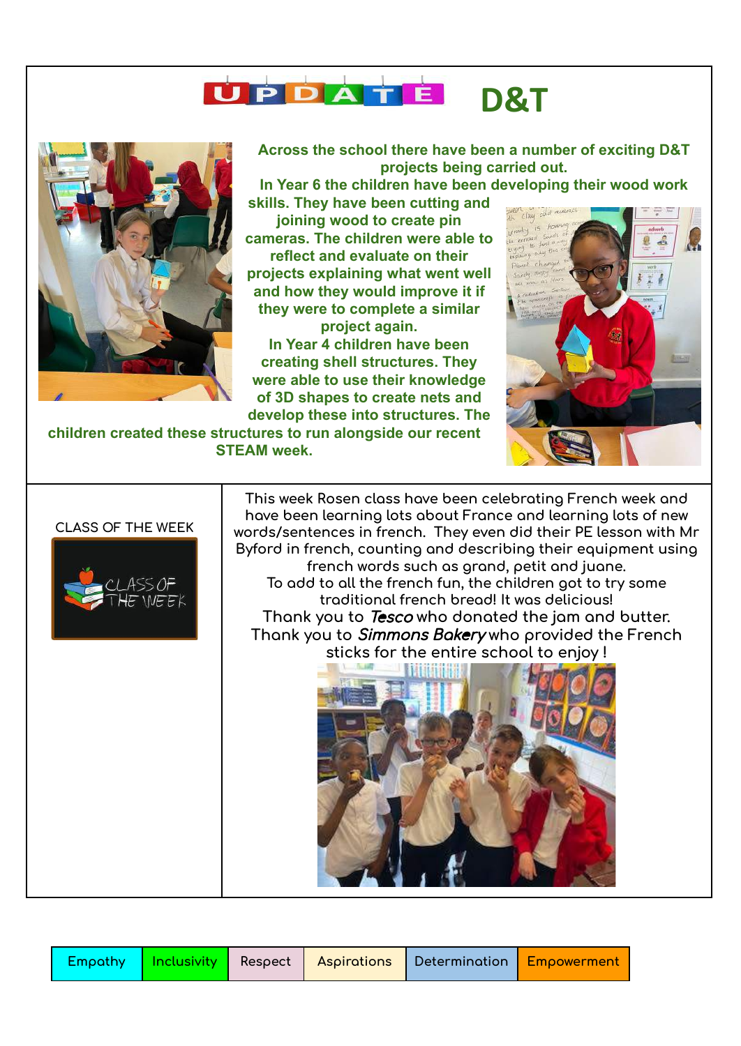# UPDATE D&T

**Across the school there have been a number of exciting D&T projects being carried out.**

**In Year 6 the children have been developing their wood work skills. They have been cutting and joining wood to create pin cameras. The children were able to reflect and evaluate on their projects explaining what went well and how they would improve it if they were to complete a similar project again.**

**In Year 4 children have been creating shell structures. They were able to use their knowledge of 3D shapes to create nets and develop these into structures. The children created these structures to run alongside our recent STEAM week.**

## CLASS OF THE WEEK

This week Rosen class have been celebrating French week and have been learning lots about France and learning lots of new words/sentences in french. They even did their PE lesson with Mr Byford in french, counting and describing their equipment using french words such as grand, petit and juane.

To add to all the french fun, the children got to try some traditional french bread! It was delicious!

Thank you to ***Tesco*** who donated the jam and butter.

Thank you to ***Simmons Bakery*** who provided the French sticks for the entire school to enjoy !

| Empathy | Inclusivity | Respect | Aspirations | Determination | Empowerment |
|---|---|---|---|---|---|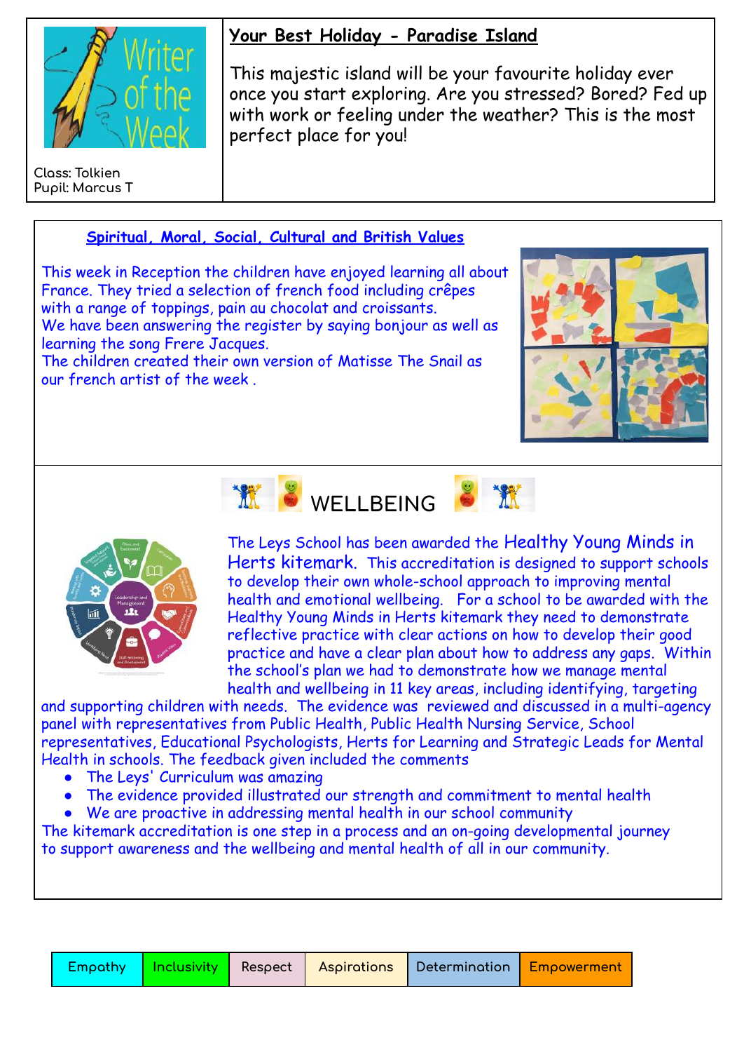Writer of the Week

Class: Tolkien
Pupil: Marcus T

## Your Best Holiday - Paradise Island

This majestic island will be your favourite holiday ever once you start exploring. Are you stressed? Bored? Fed up with work or feeling under the weather? This is the most perfect place for you!

## Spiritual, Moral, Social, Cultural and British Values

This week in Reception the children have enjoyed learning all about France. They tried a selection of french food including crêpes with a range of toppings, pain au chocolat and croissants.
We have been answering the register by saying bonjour as well as learning the song Frere Jacques.
The children created their own version of Matisse The Snail as our french artist of the week .

## WELLBEING

The Leys School has been awarded the Healthy Young Minds in Herts kitemark. This accreditation is designed to support schools to develop their own whole-school approach to improving mental health and emotional wellbeing. For a school to be awarded with the Healthy Young Minds in Herts kitemark they need to demonstrate reflective practice with clear actions on how to develop their good practice and have a clear plan about how to address any gaps. Within the school's plan we had to demonstrate how we manage mental health and wellbeing in 11 key areas, including identifying, targeting and supporting children with needs. The evidence was reviewed and discussed in a multi-agency panel with representatives from Public Health, Public Health Nursing Service, School representatives, Educational Psychologists, Herts for Learning and Strategic Leads for Mental Health in schools. The feedback given included the comments

- The Leys' Curriculum was amazing
- The evidence provided illustrated our strength and commitment to mental health
- We are proactive in addressing mental health in our school community

The kitemark accreditation is one step in a process and an on-going developmental journey to support awareness and the wellbeing and mental health of all in our community.

| Empathy | Inclusivity | Respect | Aspirations | Determination | Empowerment |
|---|---|---|---|---|---|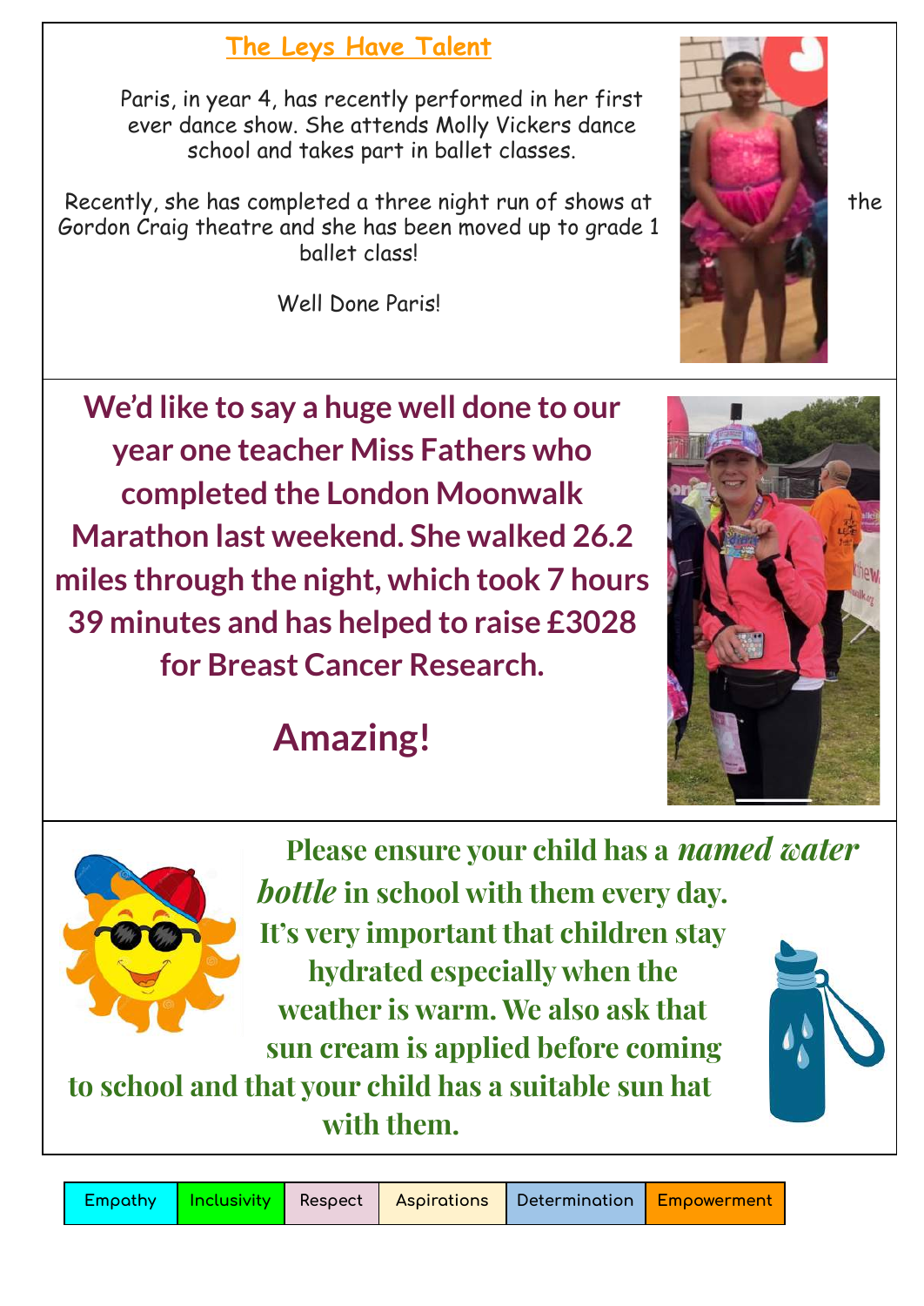## The Leys Have Talent

Paris, in year 4, has recently performed in her first ever dance show. She attends Molly Vickers dance school and takes part in ballet classes.

Recently, she has completed a three night run of shows at the Gordon Craig theatre and she has been moved up to grade 1 ballet class!

Well Done Paris!

**We'd like to say a huge well done to our year one teacher Miss Fathers who completed the London Moonwalk Marathon last weekend. She walked 26.2 miles through the night, which took 7 hours 39 minutes and has helped to raise £3028 for Breast Cancer Research.**

## Amazing!

**Please ensure your child has a *named water bottle* in school with them every day. It's very important that children stay hydrated especially when the weather is warm. We also ask that sun cream is applied before coming to school and that your child has a suitable sun hat with them.**

| Empathy | Inclusivity | Respect | Aspirations | Determination | Empowerment |
|---|---|---|---|---|---|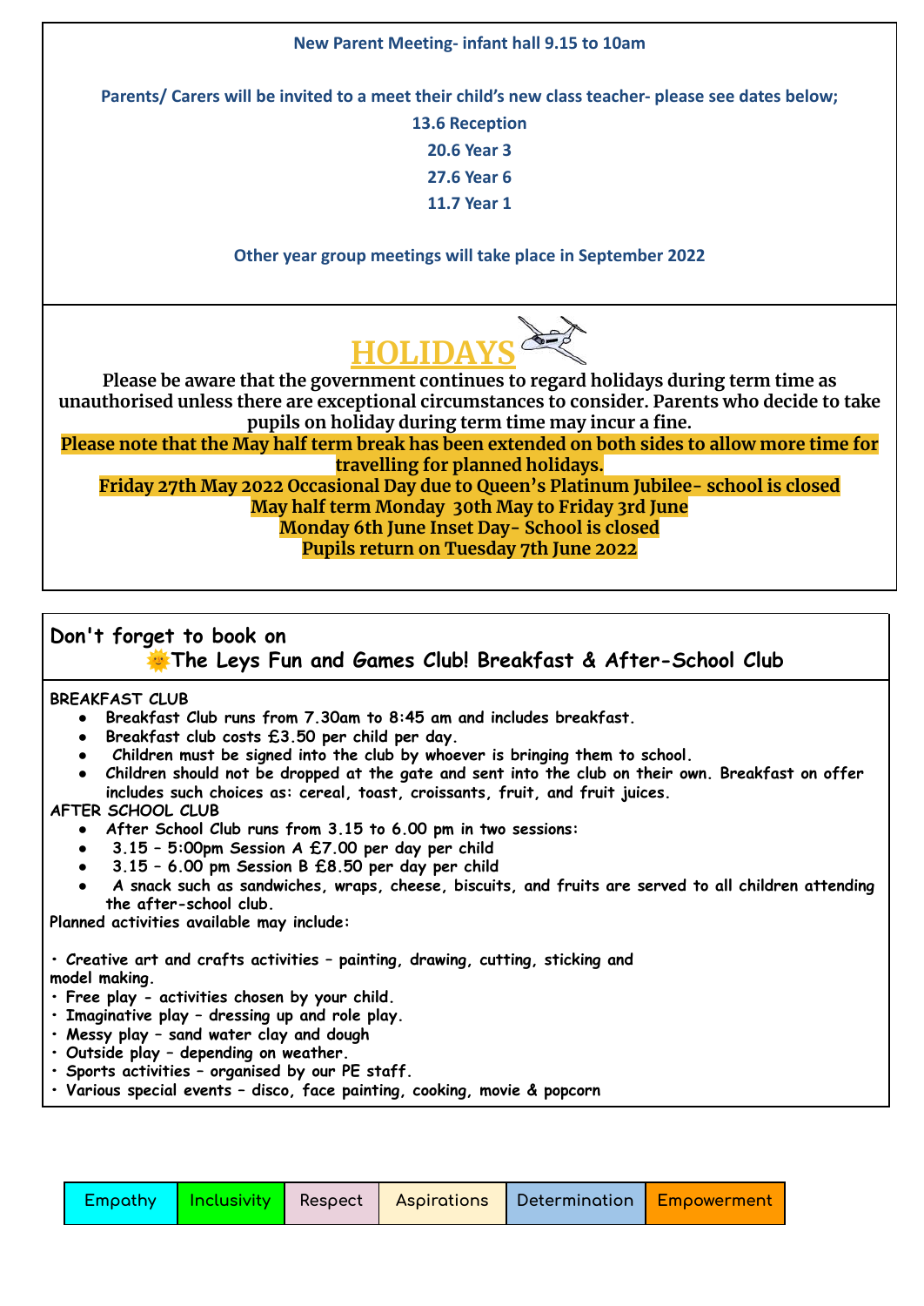**New Parent Meeting- infant hall 9.15 to 10am**

**Parents/ Carers will be invited to a meet their child's new class teacher- please see dates below;**

**13.6 Reception**

**20.6 Year 3**

**27.6 Year 6**

**11.7 Year 1**

**Other year group meetings will take place in September 2022**

## HOLIDAYS

**Please be aware that the government continues to regard holidays during term time as unauthorised unless there are exceptional circumstances to consider. Parents who decide to take pupils on holiday during term time may incur a fine.**

**Please note that the May half term break has been extended on both sides to allow more time for travelling for planned holidays.**

**Friday 27th May 2022 Occasional Day due to Queen's Platinum Jubilee- school is closed**

**May half term Monday 30th May to Friday 3rd June**

**Monday 6th June Inset Day- School is closed**

**Pupils return on Tuesday 7th June 2022**

## Don't forget to book on The Leys Fun and Games Club! Breakfast & After-School Club

**BREAKFAST CLUB**

- Breakfast Club runs from 7.30am to 8:45 am and includes breakfast.
- Breakfast club costs £3.50 per child per day.
- Children must be signed into the club by whoever is bringing them to school.
- Children should not be dropped at the gate and sent into the club on their own. Breakfast on offer includes such choices as: cereal, toast, croissants, fruit, and fruit juices.

**AFTER SCHOOL CLUB**

- After School Club runs from 3.15 to 6.00 pm in two sessions:
- 3.15 – 5:00pm Session A £7.00 per day per child
- 3.15 – 6.00 pm Session B £8.50 per day per child
- A snack such as sandwiches, wraps, cheese, biscuits, and fruits are served to all children attending the after-school club.

**Planned activities available may include:**

- Creative art and crafts activities – painting, drawing, cutting, sticking and model making.
- Free play - activities chosen by your child.
- Imaginative play – dressing up and role play.
- Messy play – sand water clay and dough
- Outside play – depending on weather.
- Sports activities – organised by our PE staff.
- Various special events – disco, face painting, cooking, movie & popcorn

| Empathy | Inclusivity | Respect | Aspirations | Determination | Empowerment |
|---|---|---|---|---|---|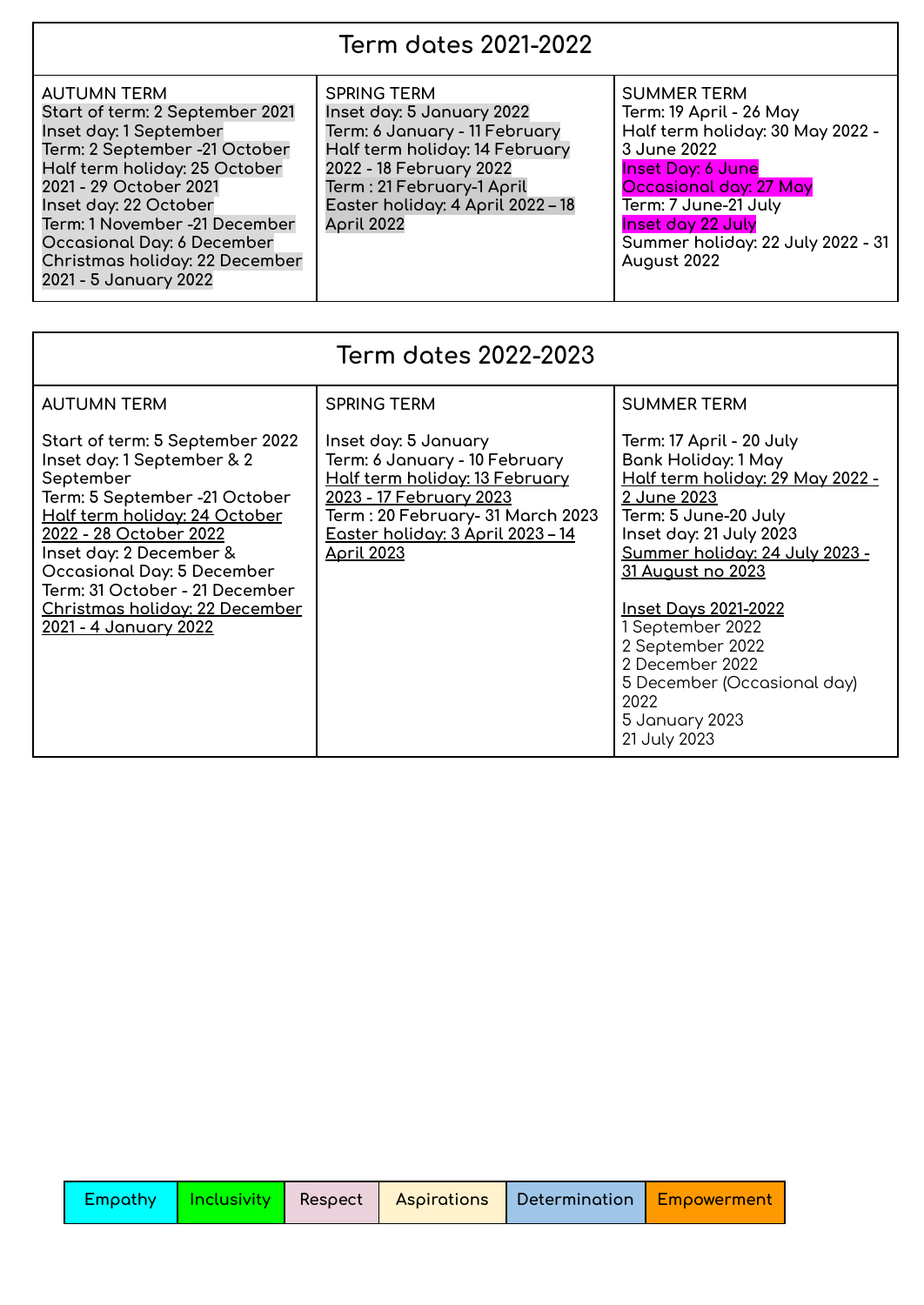| Term dates 2021-2022 | | |
|---|---|---|
| AUTUMN TERM<br>Start of term: 2 September 2021<br>Inset day: 1 September<br>Term: 2 September -21 October<br>Half term holiday: 25 October 2021 - 29 October 2021<br>Inset day: 22 October<br>Term: 1 November -21 December<br>Occasional Day: 6 December<br>Christmas holiday: 22 December 2021 - 5 January 2022 | SPRING TERM<br>Inset day: 5 January 2022<br>Term: 6 January - 11 February<br>Half term holiday: 14 February 2022 - 18 February 2022<br>Term : 21 February-1 April<br>Easter holiday: 4 April 2022 – 18 April 2022 | SUMMER TERM<br>Term: 19 April - 26 May<br>Half term holiday: 30 May 2022 - 3 June 2022<br>Inset Day: 6 June<br>Occasional day: 27 May<br>Term: 7 June-21 July<br>Inset day 22 July<br>Summer holiday: 22 July 2022 - 31 August 2022 |

| Term dates 2022-2023 | | |
|---|---|---|
| AUTUMN TERM<br><br>Start of term: 5 September 2022<br>Inset day: 1 September & 2 September<br>Term: 5 September -21 October<br>Half term holiday: 24 October 2022 - 28 October 2022<br>Inset day: 2 December & Occasional Day: 5 December<br>Term: 31 October - 21 December<br>Christmas holiday: 22 December 2021 - 4 January 2022 | SPRING TERM<br><br>Inset day: 5 January<br>Term: 6 January - 10 February<br>Half term holiday: 13 February 2023 - 17 February 2023<br>Term : 20 February- 31 March 2023<br>Easter holiday: 3 April 2023 – 14 April 2023 | SUMMER TERM<br><br>Term: 17 April - 20 July<br>Bank Holiday: 1 May<br>Half term holiday: 29 May 2022 - 2 June 2023<br>Term: 5 June-20 July<br>Inset day: 21 July 2023<br>Summer holiday: 24 July 2023 - 31 August no 2023<br><br>Inset Days 2021-2022<br>1 September 2022<br>2 September 2022<br>2 December 2022<br>5 December (Occasional day) 2022<br>5 January 2023<br>21 July 2023 |

| Empathy | Inclusivity | Respect | Aspirations | Determination | Empowerment |
|---|---|---|---|---|---|